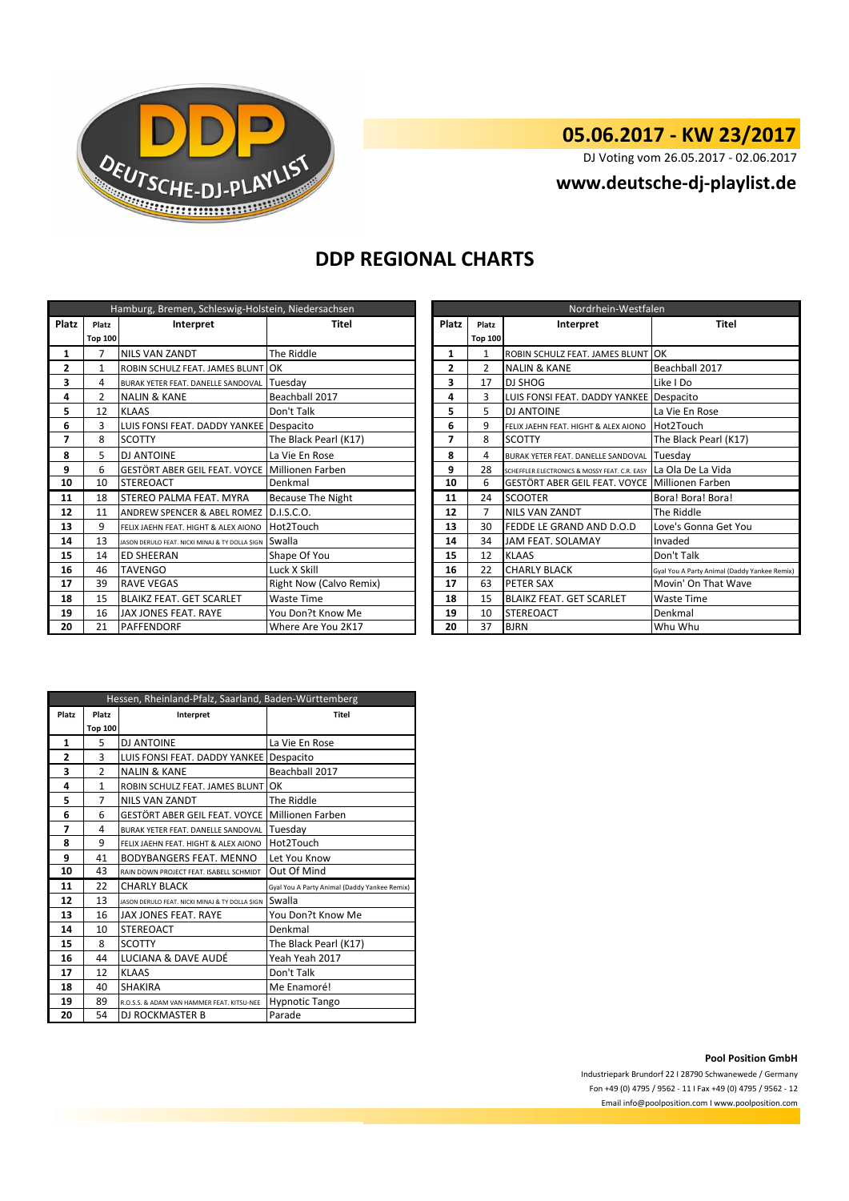## 05.06.2017 - KW 23/2017

DJ Voting vom 26.05.2017 - 02.06.2017

**www.deutsche-dj-playlist.de**

# DDP REGIONAL CHARTS

| Hamburg, Bremen, Schleswig-Holstein, Niedersachsen | | | |
|---|---|---|---|
| **Platz** | **Platz Top 100** | **Interpret** | **Titel** |
| **1** | 7 | NILS VAN ZANDT | The Riddle |
| **2** | 1 | ROBIN SCHULZ FEAT. JAMES BLUNT | OK |
| **3** | 4 | BURAK YETER FEAT. DANELLE SANDOVAL | Tuesday |
| **4** | 2 | NALIN & KANE | Beachball 2017 |
| **5** | 12 | KLAAS | Don't Talk |
| **6** | 3 | LUIS FONSI FEAT. DADDY YANKEE | Despacito |
| **7** | 8 | SCOTTY | The Black Pearl (K17) |
| **8** | 5 | DJ ANTOINE | La Vie En Rose |
| **9** | 6 | GESTÖRT ABER GEIL FEAT. VOYCE | Millionen Farben |
| **10** | 10 | STEREOACT | Denkmal |
| **11** | 18 | STEREO PALMA FEAT. MYRA | Because The Night |
| **12** | 11 | ANDREW SPENCER & ABEL ROMEZ | D.I.S.C.O. |
| **13** | 9 | FELIX JAEHN FEAT. HIGHT & ALEX AIONO | Hot2Touch |
| **14** | 13 | JASON DERULO FEAT. NICKI MINAJ & TY DOLLA $IGN | Swalla |
| **15** | 14 | ED SHEERAN | Shape Of You |
| **16** | 46 | TAVENGO | Luck X Skill |
| **17** | 39 | RAVE VEGAS | Right Now (Calvo Remix) |
| **18** | 15 | BLAIKZ FEAT. GET SCARLET | Waste Time |
| **19** | 16 | JAX JONES FEAT. RAYE | You Don?t Know Me |
| **20** | 21 | PAFFENDORF | Where Are You 2K17 |

| Nordrhein-Westfalen | | | |
|---|---|---|---|
| **Platz** | **Platz Top 100** | **Interpret** | **Titel** |
| **1** | 1 | ROBIN SCHULZ FEAT. JAMES BLUNT | OK |
| **2** | 2 | NALIN & KANE | Beachball 2017 |
| **3** | 17 | DJ SHOG | Like I Do |
| **4** | 3 | LUIS FONSI FEAT. DADDY YANKEE | Despacito |
| **5** | 5 | DJ ANTOINE | La Vie En Rose |
| **6** | 9 | FELIX JAEHN FEAT. HIGHT & ALEX AIONO | Hot2Touch |
| **7** | 8 | SCOTTY | The Black Pearl (K17) |
| **8** | 4 | BURAK YETER FEAT. DANELLE SANDOVAL | Tuesday |
| **9** | 28 | SCHEFFLER ELECTRONICS & MOSSY FEAT. C.R. EASY | La Ola De La Vida |
| **10** | 6 | GESTÖRT ABER GEIL FEAT. VOYCE | Millionen Farben |
| **11** | 24 | SCOOTER | Bora! Bora! Bora! |
| **12** | 7 | NILS VAN ZANDT | The Riddle |
| **13** | 30 | FEDDE LE GRAND AND D.O.D | Love's Gonna Get You |
| **14** | 34 | JAM FEAT. SOLAMAY | Invaded |
| **15** | 12 | KLAAS | Don't Talk |
| **16** | 22 | CHARLY BLACK | Gyal You A Party Animal (Daddy Yankee Remix) |
| **17** | 63 | PETER SAX | Movin' On That Wave |
| **18** | 15 | BLAIKZ FEAT. GET SCARLET | Waste Time |
| **19** | 10 | STEREOACT | Denkmal |
| **20** | 37 | BJRN | Whu Whu |

| Hessen, Rheinland-Pfalz, Saarland, Baden-Württemberg | | | |
|---|---|---|---|
| **Platz** | **Platz Top 100** | **Interpret** | **Titel** |
| **1** | 5 | DJ ANTOINE | La Vie En Rose |
| **2** | 3 | LUIS FONSI FEAT. DADDY YANKEE | Despacito |
| **3** | 2 | NALIN & KANE | Beachball 2017 |
| **4** | 1 | ROBIN SCHULZ FEAT. JAMES BLUNT | OK |
| **5** | 7 | NILS VAN ZANDT | The Riddle |
| **6** | 6 | GESTÖRT ABER GEIL FEAT. VOYCE | Millionen Farben |
| **7** | 4 | BURAK YETER FEAT. DANELLE SANDOVAL | Tuesday |
| **8** | 9 | FELIX JAEHN FEAT. HIGHT & ALEX AIONO | Hot2Touch |
| **9** | 41 | BODYBANGERS FEAT. MENNO | Let You Know |
| **10** | 43 | RAIN DOWN PROJECT FEAT. ISABELL SCHMIDT | Out Of Mind |
| **11** | 22 | CHARLY BLACK | Gyal You A Party Animal (Daddy Yankee Remix) |
| **12** | 13 | JASON DERULO FEAT. NICKI MINAJ & TY DOLLA $IGN | Swalla |
| **13** | 16 | JAX JONES FEAT. RAYE | You Don?t Know Me |
| **14** | 10 | STEREOACT | Denkmal |
| **15** | 8 | SCOTTY | The Black Pearl (K17) |
| **16** | 44 | LUCIANA & DAVE AUDÉ | Yeah Yeah 2017 |
| **17** | 12 | KLAAS | Don't Talk |
| **18** | 40 | SHAKIRA | Me Enamoré! |
| **19** | 89 | R.O.S.S. & ADAM VAN HAMMER FEAT. KITSU-NEE | Hypnotic Tango |
| **20** | 54 | DJ ROCKMASTER B | Parade |

**Pool Position GmbH**

Industriepark Brundorf 22 I 28790 Schwanewede / Germany

Fon +49 (0) 4795 / 9562 - 11 I Fax +49 (0) 4795 / 9562 - 12

Email info@poolposition.com I www.poolposition.com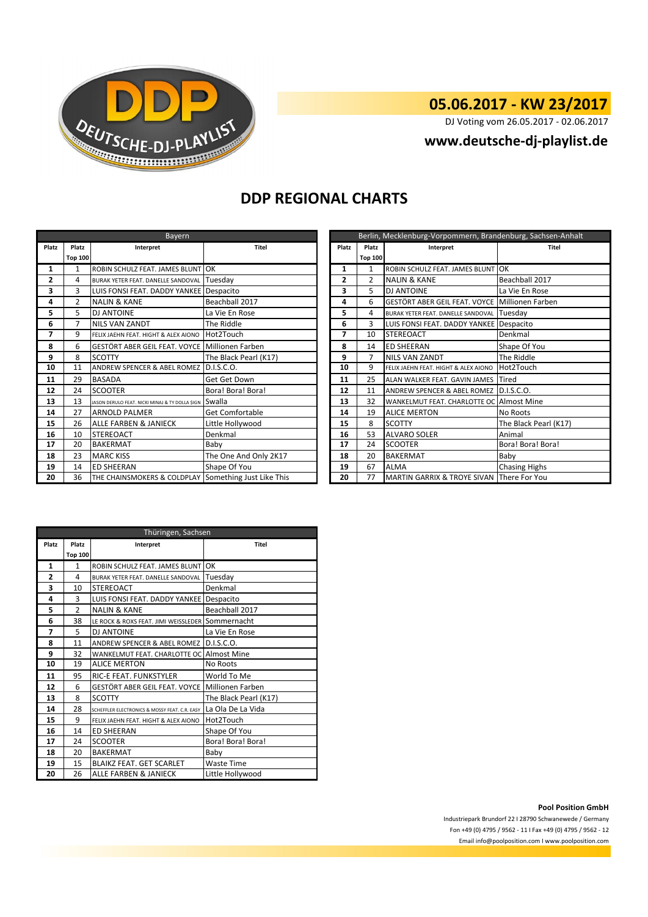DEUTSCHE-DJ-PLAYLIST

# 05.06.2017 - KW 23/2017

DJ Voting vom 26.05.2017 - 02.06.2017

**www.deutsche-dj-playlist.de**

## DDP REGIONAL CHARTS

**Bayern**

| Platz | Platz Top 100 | Interpret | Titel |
|---|---|---|---|
| 1 | 1 | ROBIN SCHULZ FEAT. JAMES BLUNT | OK |
| 2 | 4 | BURAK YETER FEAT. DANELLE SANDOVAL | Tuesday |
| 3 | 3 | LUIS FONSI FEAT. DADDY YANKEE | Despacito |
| 4 | 2 | NALIN & KANE | Beachball 2017 |
| 5 | 5 | DJ ANTOINE | La Vie En Rose |
| 6 | 7 | NILS VAN ZANDT | The Riddle |
| 7 | 9 | FELIX JAEHN FEAT. HIGHT & ALEX AIONO | Hot2Touch |
| 8 | 6 | GESTÖRT ABER GEIL FEAT. VOYCE | Millionen Farben |
| 9 | 8 | SCOTTY | The Black Pearl (K17) |
| 10 | 11 | ANDREW SPENCER & ABEL ROMEZ | D.I.S.C.O. |
| 11 | 29 | BASADA | Get Get Down |
| 12 | 24 | SCOOTER | Bora! Bora! Bora! |
| 13 | 13 | JASON DERULO FEAT. NICKI MINAJ & TY DOLLA $IGN | Swalla |
| 14 | 27 | ARNOLD PALMER | Get Comfortable |
| 15 | 26 | ALLE FARBEN & JANIECK | Little Hollywood |
| 16 | 10 | STEREOACT | Denkmal |
| 17 | 20 | BAKERMAT | Baby |
| 18 | 23 | MARC KISS | The One And Only 2K17 |
| 19 | 14 | ED SHEERAN | Shape Of You |
| 20 | 36 | THE CHAINSMOKERS & COLDPLAY | Something Just Like This |

**Berlin, Mecklenburg-Vorpommern, Brandenburg, Sachsen-Anhalt**

| Platz | Platz Top 100 | Interpret | Titel |
|---|---|---|---|
| 1 | 1 | ROBIN SCHULZ FEAT. JAMES BLUNT | OK |
| 2 | 2 | NALIN & KANE | Beachball 2017 |
| 3 | 5 | DJ ANTOINE | La Vie En Rose |
| 4 | 6 | GESTÖRT ABER GEIL FEAT. VOYCE | Millionen Farben |
| 5 | 4 | BURAK YETER FEAT. DANELLE SANDOVAL | Tuesday |
| 6 | 3 | LUIS FONSI FEAT. DADDY YANKEE | Despacito |
| 7 | 10 | STEREOACT | Denkmal |
| 8 | 14 | ED SHEERAN | Shape Of You |
| 9 | 7 | NILS VAN ZANDT | The Riddle |
| 10 | 9 | FELIX JAEHN FEAT. HIGHT & ALEX AIONO | Hot2Touch |
| 11 | 25 | ALAN WALKER FEAT. GAVIN JAMES | Tired |
| 12 | 11 | ANDREW SPENCER & ABEL ROMEZ | D.I.S.C.O. |
| 13 | 32 | WANKELMUT FEAT. CHARLOTTE OC | Almost Mine |
| 14 | 19 | ALICE MERTON | No Roots |
| 15 | 8 | SCOTTY | The Black Pearl (K17) |
| 16 | 53 | ALVARO SOLER | Animal |
| 17 | 24 | SCOOTER | Bora! Bora! Bora! |
| 18 | 20 | BAKERMAT | Baby |
| 19 | 67 | ALMA | Chasing Highs |
| 20 | 77 | MARTIN GARRIX & TROYE SIVAN | There For You |

**Thüringen, Sachsen**

| Platz | Platz Top 100 | Interpret | Titel |
|---|---|---|---|
| 1 | 1 | ROBIN SCHULZ FEAT. JAMES BLUNT | OK |
| 2 | 4 | BURAK YETER FEAT. DANELLE SANDOVAL | Tuesday |
| 3 | 10 | STEREOACT | Denkmal |
| 4 | 3 | LUIS FONSI FEAT. DADDY YANKEE | Despacito |
| 5 | 2 | NALIN & KANE | Beachball 2017 |
| 6 | 38 | LE ROCK & ROXS FEAT. JIMI WEISSLEDER | Sommernacht |
| 7 | 5 | DJ ANTOINE | La Vie En Rose |
| 8 | 11 | ANDREW SPENCER & ABEL ROMEZ | D.I.S.C.O. |
| 9 | 32 | WANKELMUT FEAT. CHARLOTTE OC | Almost Mine |
| 10 | 19 | ALICE MERTON | No Roots |
| 11 | 95 | RIC-E FEAT. FUNKSTYLER | World To Me |
| 12 | 6 | GESTÖRT ABER GEIL FEAT. VOYCE | Millionen Farben |
| 13 | 8 | SCOTTY | The Black Pearl (K17) |
| 14 | 28 | SCHEFFLER ELECTRONICS & MOSSY FEAT. C.R. EASY | La Ola De La Vida |
| 15 | 9 | FELIX JAEHN FEAT. HIGHT & ALEX AIONO | Hot2Touch |
| 16 | 14 | ED SHEERAN | Shape Of You |
| 17 | 24 | SCOOTER | Bora! Bora! Bora! |
| 18 | 20 | BAKERMAT | Baby |
| 19 | 15 | BLAIKZ FEAT. GET SCARLET | Waste Time |
| 20 | 26 | ALLE FARBEN & JANIECK | Little Hollywood |

**Pool Position GmbH**

Industriepark Brundorf 22 I 28790 Schwanewede / Germany

Fon +49 (0) 4795 / 9562 - 11 I Fax +49 (0) 4795 / 9562 - 12

Email info@poolposition.com I www.poolposition.com